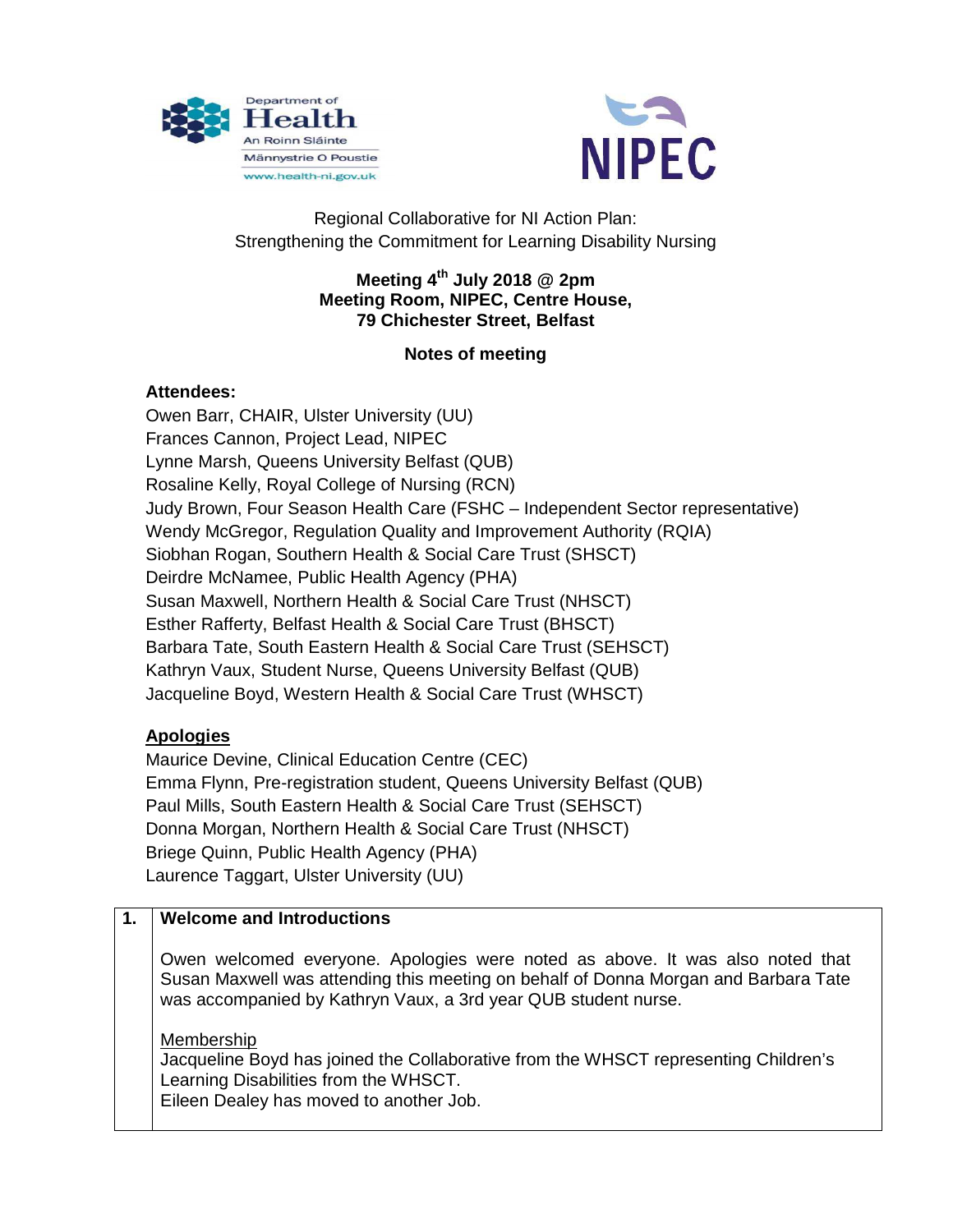Regional Collaborative for NI Action Plan:
Strengthening the Commitment for Learning Disability Nursing

**Meeting 4th July 2018 @ 2pm**
**Meeting Room, NIPEC, Centre House,**
**79 Chichester Street, Belfast**

**Notes of meeting**

**Attendees:**

Owen Barr, CHAIR, Ulster University (UU)
Frances Cannon, Project Lead, NIPEC
Lynne Marsh, Queens University Belfast (QUB)
Rosaline Kelly, Royal College of Nursing (RCN)
Judy Brown, Four Season Health Care (FSHC – Independent Sector representative)
Wendy McGregor, Regulation Quality and Improvement Authority (RQIA)
Siobhan Rogan, Southern Health & Social Care Trust (SHSCT)
Deirdre McNamee, Public Health Agency (PHA)
Susan Maxwell, Northern Health & Social Care Trust (NHSCT)
Esther Rafferty, Belfast Health & Social Care Trust (BHSCT)
Barbara Tate, South Eastern Health & Social Care Trust (SEHSCT)
Kathryn Vaux, Student Nurse, Queens University Belfast (QUB)
Jacqueline Boyd, Western Health & Social Care Trust (WHSCT)

**Apologies**

Maurice Devine, Clinical Education Centre (CEC)
Emma Flynn, Pre-registration student, Queens University Belfast (QUB)
Paul Mills, South Eastern Health & Social Care Trust (SEHSCT)
Donna Morgan, Northern Health & Social Care Trust (NHSCT)
Briege Quinn, Public Health Agency (PHA)
Laurence Taggart, Ulster University (UU)

| | |
|---|---|
| **1.** | **Welcome and Introductions**<br><br>Owen welcomed everyone. Apologies were noted as above. It was also noted that Susan Maxwell was attending this meeting on behalf of Donna Morgan and Barbara Tate was accompanied by Kathryn Vaux, a 3rd year QUB student nurse.<br><br>Membership<br>Jacqueline Boyd has joined the Collaborative from the WHSCT representing Children's Learning Disabilities from the WHSCT.<br>Eileen Dealey has moved to another Job. |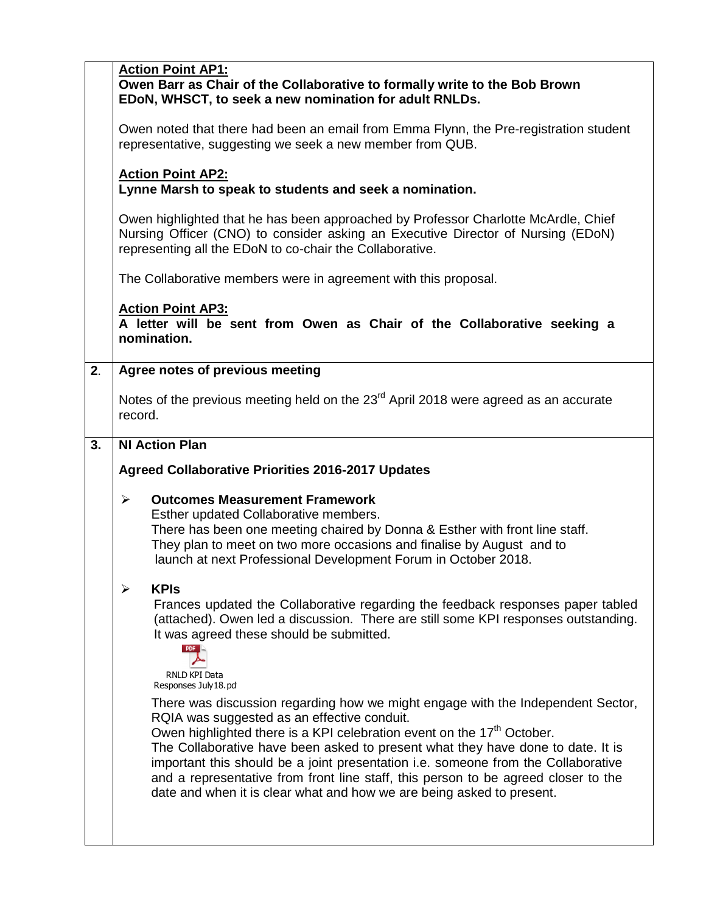**Action Point AP1:**
**Owen Barr as Chair of the Collaborative to formally write to the Bob Brown EDoN, WHSCT, to seek a new nomination for adult RNLDs.**

Owen noted that there had been an email from Emma Flynn, the Pre-registration student representative, suggesting we seek a new member from QUB.

**Action Point AP2:**
**Lynne Marsh to speak to students and seek a nomination.**

Owen highlighted that he has been approached by Professor Charlotte McArdle, Chief Nursing Officer (CNO) to consider asking an Executive Director of Nursing (EDoN) representing all the EDoN to co-chair the Collaborative.

The Collaborative members were in agreement with this proposal.

**Action Point AP3:**
**A letter will be sent from Owen as Chair of the Collaborative seeking a nomination.**

**2. Agree notes of previous meeting**

Notes of the previous meeting held on the 23rd April 2018 were agreed as an accurate record.

**3. NI Action Plan**

**Agreed Collaborative Priorities 2016-2017 Updates**

- **Outcomes Measurement Framework**
  Esther updated Collaborative members.
  There has been one meeting chaired by Donna & Esther with front line staff. They plan to meet on two more occasions and finalise by August and to launch at next Professional Development Forum in October 2018.

- **KPIs**
  Frances updated the Collaborative regarding the feedback responses paper tabled (attached). Owen led a discussion. There are still some KPI responses outstanding. It was agreed these should be submitted.

  RNLD KPI Data Responses July18.pd

  There was discussion regarding how we might engage with the Independent Sector, RQIA was suggested as an effective conduit.
  Owen highlighted there is a KPI celebration event on the 17th October.
  The Collaborative have been asked to present what they have done to date. It is important this should be a joint presentation i.e. someone from the Collaborative and a representative from front line staff, this person to be agreed closer to the date and when it is clear what and how we are being asked to present.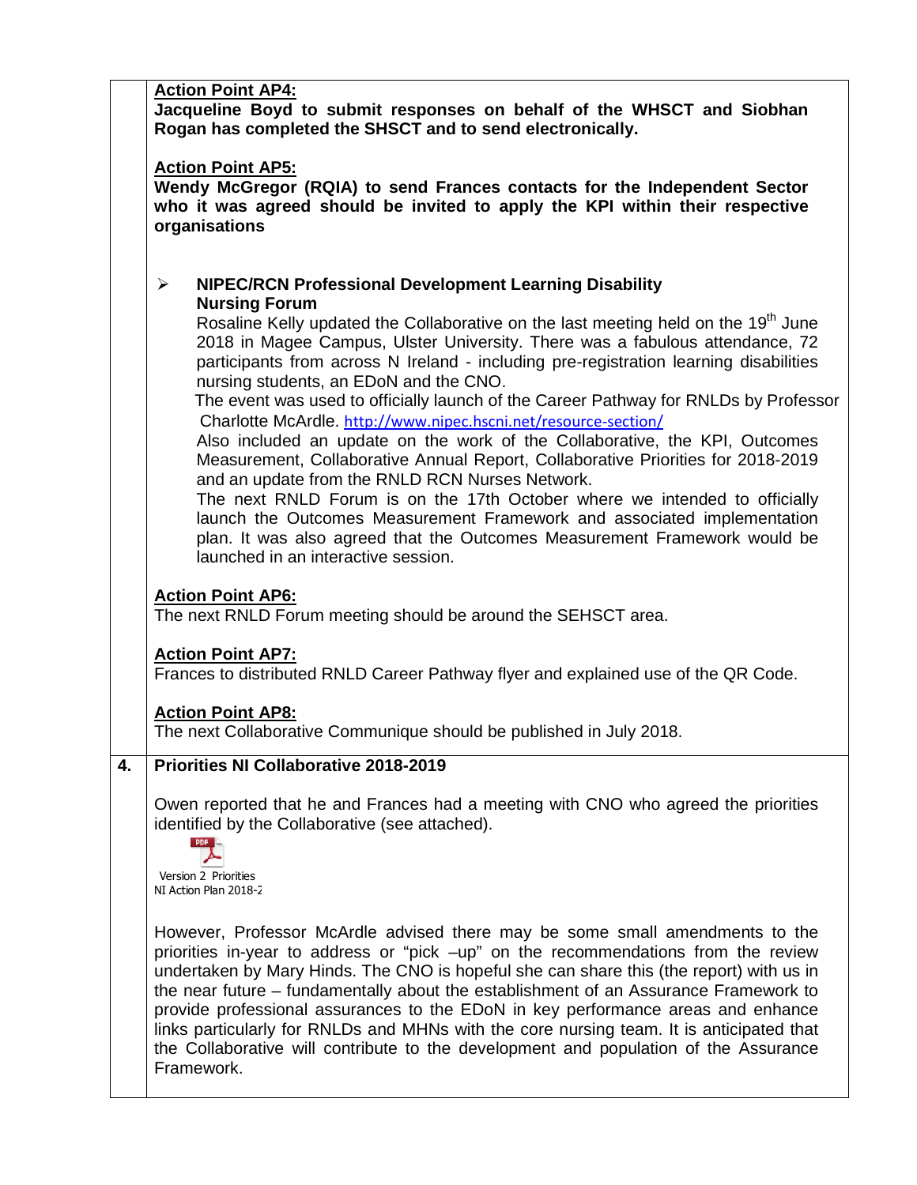**Action Point AP4:**
**Jacqueline Boyd to submit responses on behalf of the WHSCT and Siobhan Rogan has completed the SHSCT and to send electronically.**

**Action Point AP5:**
**Wendy McGregor (RQIA) to send Frances contacts for the Independent Sector who it was agreed should be invited to apply the KPI within their respective organisations**

- **NIPEC/RCN Professional Development Learning Disability Nursing Forum**

  Rosaline Kelly updated the Collaborative on the last meeting held on the 19th June 2018 in Magee Campus, Ulster University. There was a fabulous attendance, 72 participants from across N Ireland - including pre-registration learning disabilities nursing students, an EDoN and the CNO.

  The event was used to officially launch of the Career Pathway for RNLDs by Professor Charlotte McArdle. http://www.nipec.hscni.net/resource-section/

  Also included an update on the work of the Collaborative, the KPI, Outcomes Measurement, Collaborative Annual Report, Collaborative Priorities for 2018-2019 and an update from the RNLD RCN Nurses Network.

  The next RNLD Forum is on the 17th October where we intended to officially launch the Outcomes Measurement Framework and associated implementation plan. It was also agreed that the Outcomes Measurement Framework would be launched in an interactive session.

**Action Point AP6:**
The next RNLD Forum meeting should be around the SEHSCT area.

**Action Point AP7:**
Frances to distributed RNLD Career Pathway flyer and explained use of the QR Code.

**Action Point AP8:**
The next Collaborative Communique should be published in July 2018.

## 4. Priorities NI Collaborative 2018-2019

Owen reported that he and Frances had a meeting with CNO who agreed the priorities identified by the Collaborative (see attached).

Version 2 Priorities NI Action Plan 2018-2

However, Professor McArdle advised there may be some small amendments to the priorities in-year to address or "pick –up" on the recommendations from the review undertaken by Mary Hinds. The CNO is hopeful she can share this (the report) with us in the near future – fundamentally about the establishment of an Assurance Framework to provide professional assurances to the EDoN in key performance areas and enhance links particularly for RNLDs and MHNs with the core nursing team. It is anticipated that the Collaborative will contribute to the development and population of the Assurance Framework.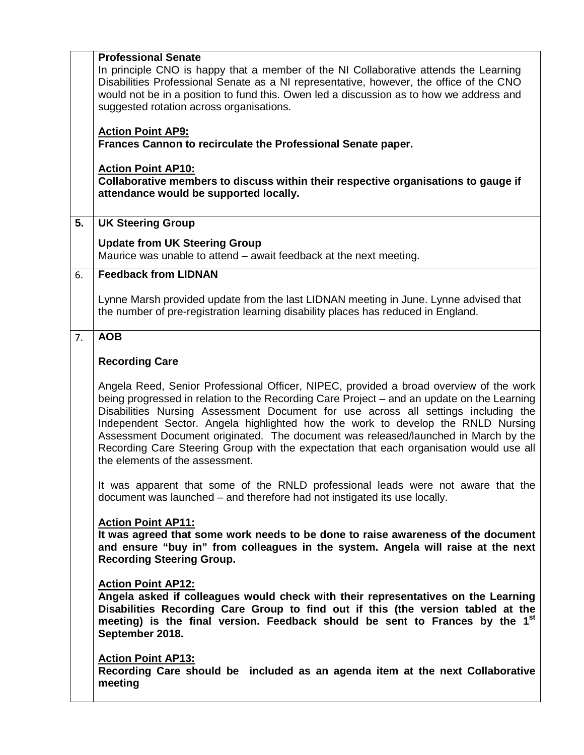| | |
|---|---|
| | **Professional Senate**<br>In principle CNO is happy that a member of the NI Collaborative attends the Learning Disabilities Professional Senate as a NI representative, however, the office of the CNO would not be in a position to fund this. Owen led a discussion as to how we address and suggested rotation across organisations.<br><br>**<u>Action Point AP9:</u>**<br>**Frances Cannon to recirculate the Professional Senate paper.**<br><br>**<u>Action Point AP10:</u>**<br>**Collaborative members to discuss within their respective organisations to gauge if attendance would be supported locally.** |
| **5.** | **UK Steering Group**<br><br>**Update from UK Steering Group**<br>Maurice was unable to attend – await feedback at the next meeting. |
| 6. | **Feedback from LIDNAN**<br><br>Lynne Marsh provided update from the last LIDNAN meeting in June. Lynne advised that the number of pre-registration learning disability places has reduced in England. |
| 7. | **AOB**<br><br>**Recording Care**<br><br>Angela Reed, Senior Professional Officer, NIPEC, provided a broad overview of the work being progressed in relation to the Recording Care Project – and an update on the Learning Disabilities Nursing Assessment Document for use across all settings including the Independent Sector. Angela highlighted how the work to develop the RNLD Nursing Assessment Document originated. The document was released/launched in March by the Recording Care Steering Group with the expectation that each organisation would use all the elements of the assessment.<br><br>It was apparent that some of the RNLD professional leads were not aware that the document was launched – and therefore had not instigated its use locally.<br><br>**<u>Action Point AP11:</u>**<br>**It was agreed that some work needs to be done to raise awareness of the document and ensure "buy in" from colleagues in the system. Angela will raise at the next Recording Steering Group.**<br><br>**<u>Action Point AP12:</u>**<br>**Angela asked if colleagues would check with their representatives on the Learning Disabilities Recording Care Group to find out if this (the version tabled at the meeting) is the final version. Feedback should be sent to Frances by the 1st September 2018.**<br><br>**<u>Action Point AP13:</u>**<br>**Recording Care should be included as an agenda item at the next Collaborative meeting** |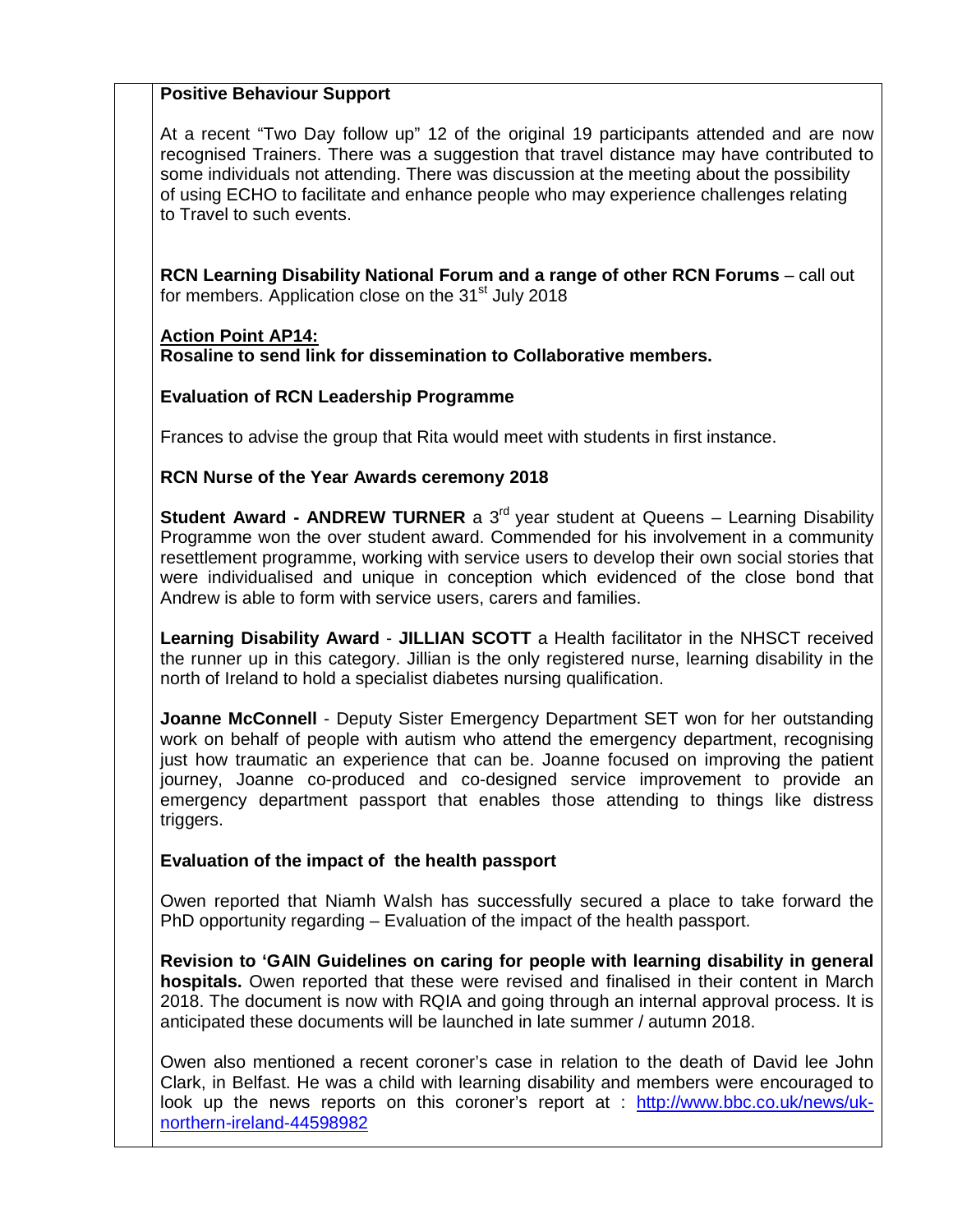**Positive Behaviour Support**

At a recent "Two Day follow up" 12 of the original 19 participants attended and are now recognised Trainers. There was a suggestion that travel distance may have contributed to some individuals not attending. There was discussion at the meeting about the possibility of using ECHO to facilitate and enhance people who may experience challenges relating to Travel to such events.

**RCN Learning Disability National Forum and a range of other RCN Forums** – call out for members. Application close on the 31st July 2018

**Action Point AP14:**
**Rosaline to send link for dissemination to Collaborative members.**

**Evaluation of RCN Leadership Programme**

Frances to advise the group that Rita would meet with students in first instance.

**RCN Nurse of the Year Awards ceremony 2018**

**Student Award - ANDREW TURNER** a 3rd year student at Queens – Learning Disability Programme won the over student award. Commended for his involvement in a community resettlement programme, working with service users to develop their own social stories that were individualised and unique in conception which evidenced of the close bond that Andrew is able to form with service users, carers and families.

**Learning Disability Award** - **JILLIAN SCOTT** a Health facilitator in the NHSCT received the runner up in this category. Jillian is the only registered nurse, learning disability in the north of Ireland to hold a specialist diabetes nursing qualification.

**Joanne McConnell** - Deputy Sister Emergency Department SET won for her outstanding work on behalf of people with autism who attend the emergency department, recognising just how traumatic an experience that can be. Joanne focused on improving the patient journey, Joanne co-produced and co-designed service improvement to provide an emergency department passport that enables those attending to things like distress triggers.

**Evaluation of the impact of the health passport**

Owen reported that Niamh Walsh has successfully secured a place to take forward the PhD opportunity regarding – Evaluation of the impact of the health passport.

**Revision to 'GAIN Guidelines on caring for people with learning disability in general hospitals.** Owen reported that these were revised and finalised in their content in March 2018. The document is now with RQIA and going through an internal approval process. It is anticipated these documents will be launched in late summer / autumn 2018.

Owen also mentioned a recent coroner's case in relation to the death of David lee John Clark, in Belfast. He was a child with learning disability and members were encouraged to look up the news reports on this coroner's report at : [http://www.bbc.co.uk/news/uk-northern-ireland-44598982](http://www.bbc.co.uk/news/uk-northern-ireland-44598982)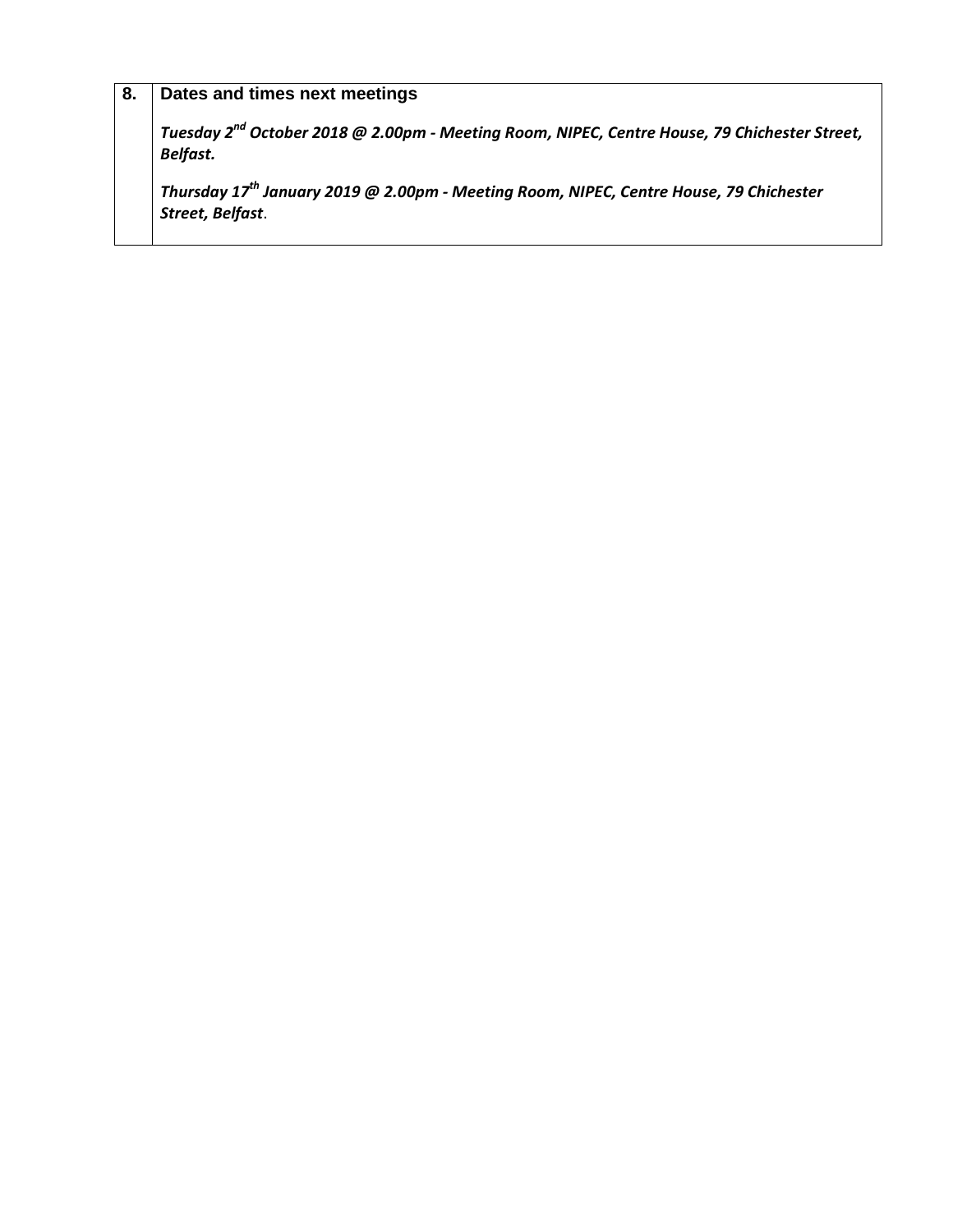| | |
|---|---|
| **8.** | **Dates and times next meetings**<br><br>***Tuesday 2nd October 2018 @ 2.00pm - Meeting Room, NIPEC, Centre House, 79 Chichester Street, Belfast.***<br><br>***Thursday 17th January 2019 @ 2.00pm - Meeting Room, NIPEC, Centre House, 79 Chichester Street, Belfast.*** |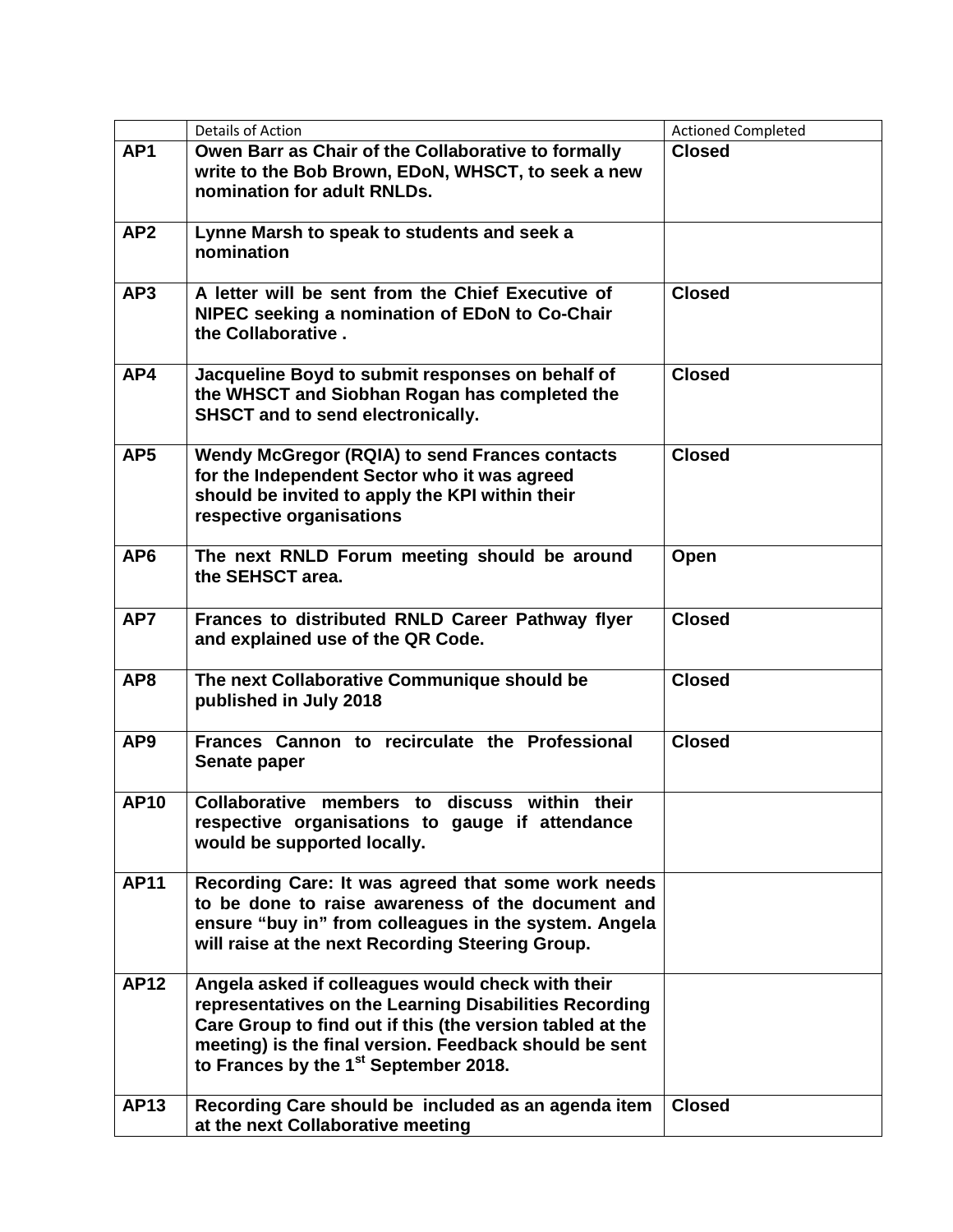| | Details of Action | Actioned Completed |
|---|---|---|
| **AP1** | **Owen Barr as Chair of the Collaborative to formally write to the Bob Brown, EDoN, WHSCT, to seek a new nomination for adult RNLDs.** | **Closed** |
| **AP2** | **Lynne Marsh to speak to students and seek a nomination** | |
| **AP3** | **A letter will be sent from the Chief Executive of NIPEC seeking a nomination of EDoN to Co-Chair the Collaborative .** | **Closed** |
| **AP4** | **Jacqueline Boyd to submit responses on behalf of the WHSCT and Siobhan Rogan has completed the SHSCT and to send electronically.** | **Closed** |
| **AP5** | **Wendy McGregor (RQIA) to send Frances contacts for the Independent Sector who it was agreed should be invited to apply the KPI within their respective organisations** | **Closed** |
| **AP6** | **The next RNLD Forum meeting should be around the SEHSCT area.** | **Open** |
| **AP7** | **Frances to distributed RNLD Career Pathway flyer and explained use of the QR Code.** | **Closed** |
| **AP8** | **The next Collaborative Communique should be published in July 2018** | **Closed** |
| **AP9** | **Frances Cannon to recirculate the Professional Senate paper** | **Closed** |
| **AP10** | **Collaborative members to discuss within their respective organisations to gauge if attendance would be supported locally.** | |
| **AP11** | **Recording Care: It was agreed that some work needs to be done to raise awareness of the document and ensure "buy in" from colleagues in the system. Angela will raise at the next Recording Steering Group.** | |
| **AP12** | **Angela asked if colleagues would check with their representatives on the Learning Disabilities Recording Care Group to find out if this (the version tabled at the meeting) is the final version. Feedback should be sent to Frances by the 1st September 2018.** | |
| **AP13** | **Recording Care should be included as an agenda item at the next Collaborative meeting** | **Closed** |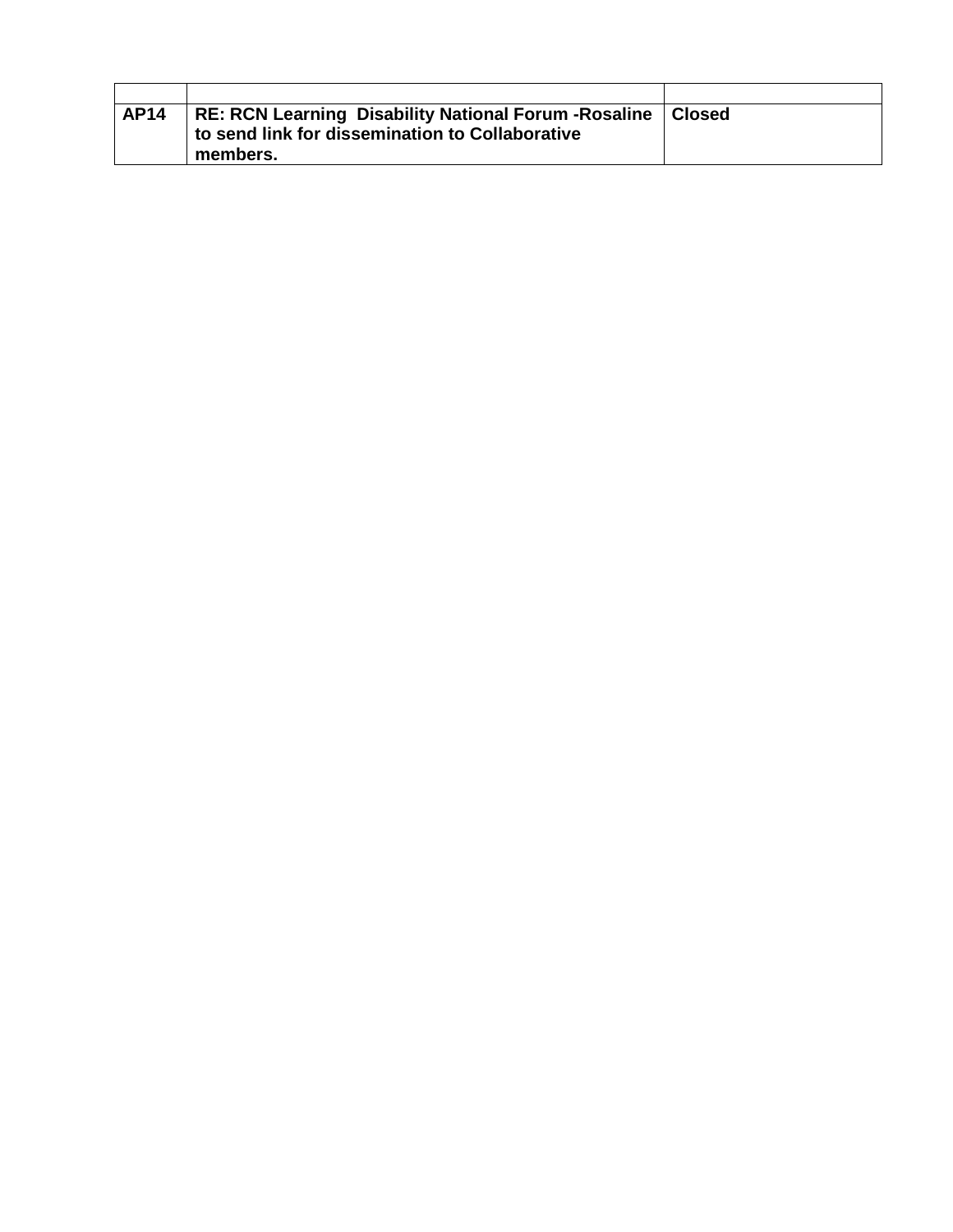| | | |
|---|---|---|
| **AP14** | **RE: RCN Learning Disability National Forum -Rosaline to send link for dissemination to Collaborative members.** | **Closed** |